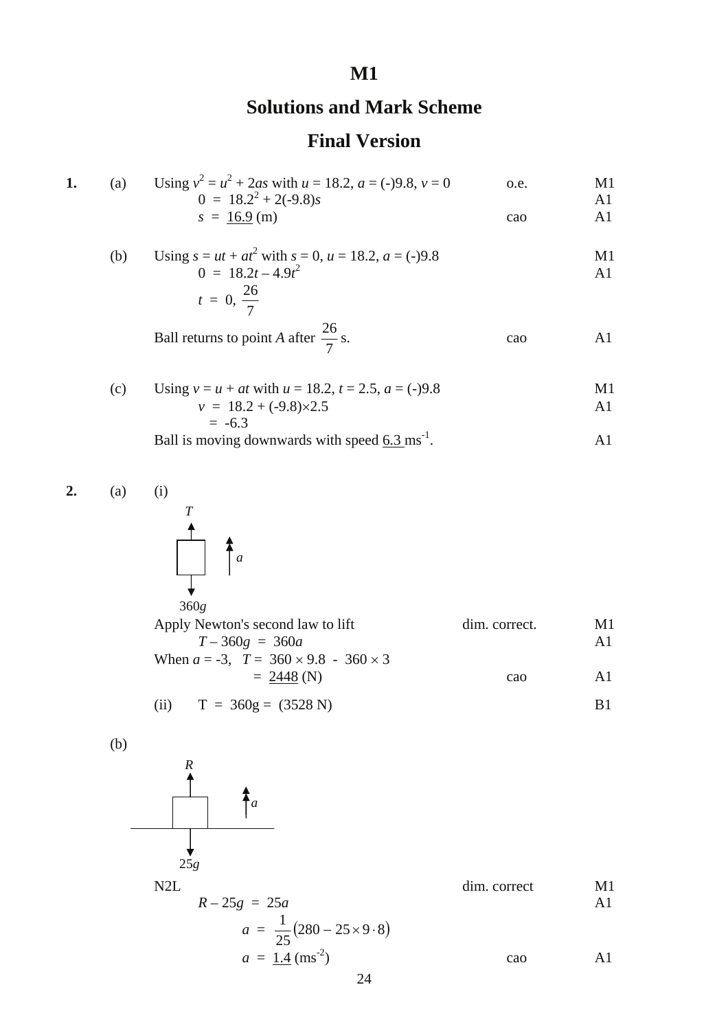# M1

## Solutions and Mark Scheme

## Final Version

**1.** (a) Using $v^2 = u^2 + 2as$ with $u = 18.2$, $a = (-)9.8$, $v = 0$ — o.e. — M1

$0 = 18.2^2 + 2(-9.8)s$ — A1

$s = \underline{16.9}$ (m) — cao — A1

(b) Using $s = ut + at^2$ with $s = 0$, $u = 18.2$, $a = (-)9.8$ — M1

$0 = 18.2t - 4.9t^2$ — A1

$t = 0, \frac{26}{7}$

Ball returns to point *A* after $\frac{26}{7}$ s. — cao — A1

(c) Using $v = u + at$ with $u = 18.2$, $t = 2.5$, $a = (-)9.8$ — M1

$v = 18.2 + (-9.8)\times 2.5$ — A1

$= -6.3$

Ball is moving downwards with speed $\underline{6.3}$ ms$^{-1}$. — A1

**2.** (a) (i)

Diagram: box with $T$ upwards, $360g$ downwards, acceleration $a$ upwards.

Apply Newton's second law to lift — dim. correct. — M1

$T - 360g = 360a$ — A1

When $a = -3$, $T = 360 \times 9.8 - 360 \times 3$

$= \underline{2448}$ (N) — cao — A1

(ii) $T = 360g = (3528 \text{ N})$ — B1

(b)

Diagram: box on floor with $R$ upwards, $25g$ downwards, acceleration $a$ upwards.

N2L — dim. correct — M1

$R - 25g = 25a$ — A1

$a = \frac{1}{25}(280 - 25 \times 9\cdot8)$

$a = \underline{1.4}$ (ms$^{-2}$) — cao — A1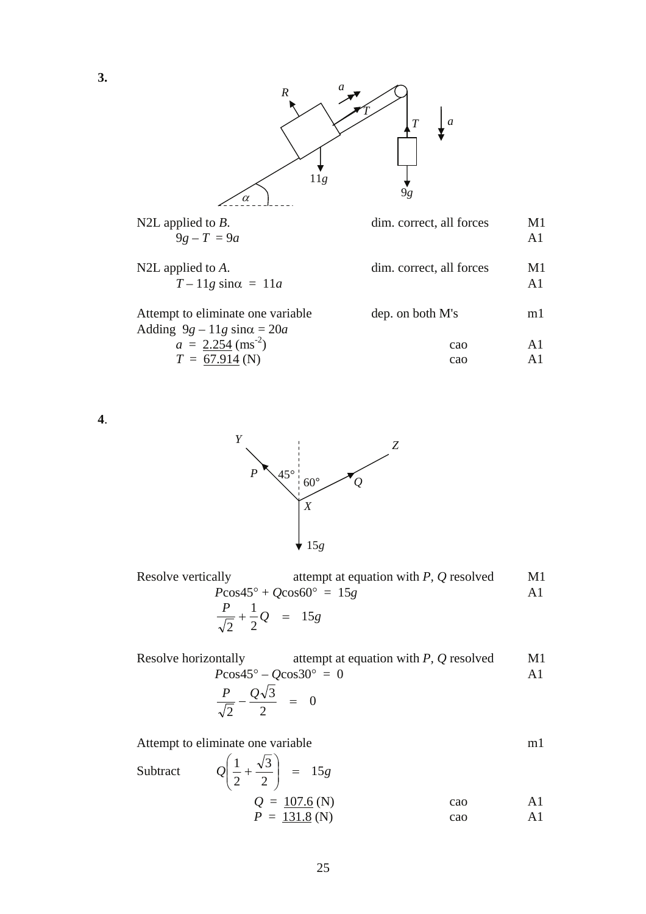**3.**

| | | |
|---|---|---|
| N2L applied to $B$. | dim. correct, all forces | M1 |
| $9g - T = 9a$ | | A1 |
| N2L applied to $A$. | dim. correct, all forces | M1 |
| $T - 11g\sin\alpha = 11a$ | | A1 |
| Attempt to eliminate one variable | dep. on both M's | m1 |
| Adding $9g - 11g\sin\alpha = 20a$ | | |
| $a = \underline{2.254}$ ($\text{ms}^{-2}$) | cao | A1 |
| $T = \underline{67.914}$ (N) | cao | A1 |

**4.**

| | | |
|---|---|---|
| Resolve vertically | attempt at equation with $P$, $Q$ resolved | M1 |
| $P\cos45° + Q\cos60° = 15g$ | | A1 |
| $\frac{P}{\sqrt{2}} + \frac{1}{2}Q = 15g$ | | |
| Resolve horizontally | attempt at equation with $P$, $Q$ resolved | M1 |
| $P\cos45° - Q\cos30° = 0$ | | A1 |
| $\frac{P}{\sqrt{2}} - \frac{Q\sqrt{3}}{2} = 0$ | | |
| Attempt to eliminate one variable | | m1 |
| Subtract $Q\left(\frac{1}{2} + \frac{\sqrt{3}}{2}\right) = 15g$ | | |
| $Q = \underline{107.6}$ (N) | cao | A1 |
| $P = \underline{131.8}$ (N) | cao | A1 |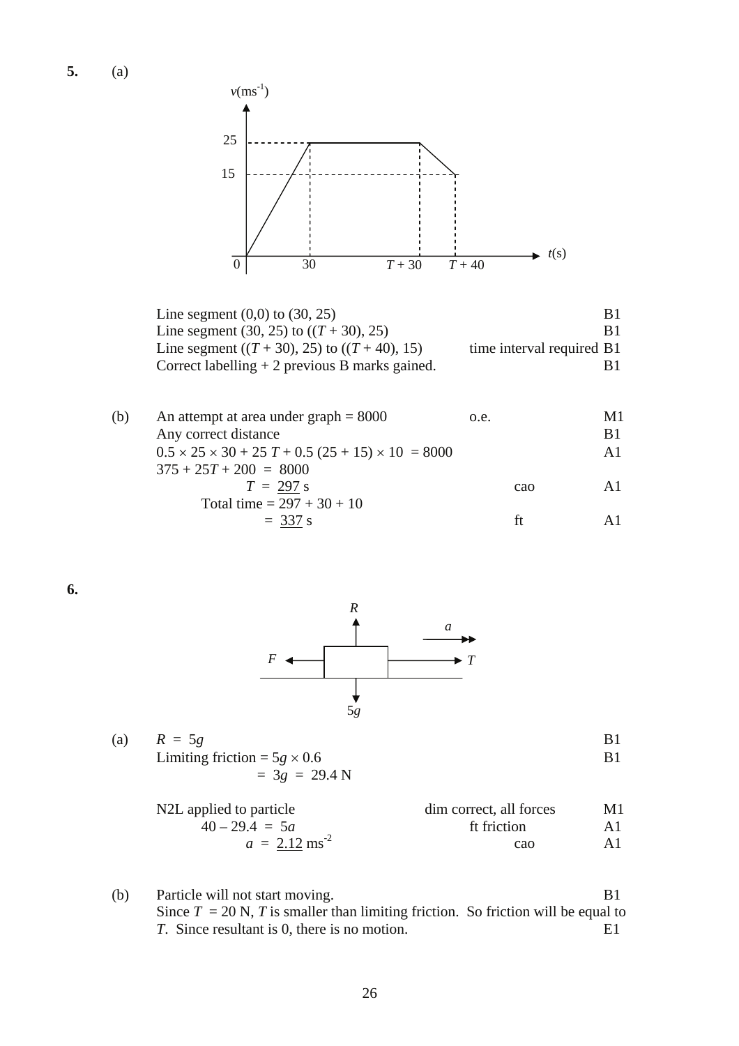**5.** (a)

Line segment (0,0) to (30, 25) B1
Line segment (30, 25) to (($T$ + 30), 25) B1
Line segment (($T$ + 30), 25) to (($T$ + 40), 15) time interval required B1
Correct labelling + 2 previous B marks gained. B1

(b)

| | | |
|---|---|---|
| An attempt at area under graph = 8000 | o.e. | M1 |
| Any correct distance | | B1 |
| $0.5 \times 25 \times 30 + 25\,T + 0.5\,(25 + 15) \times 10 = 8000$ | | A1 |
| $375 + 25T + 200 = 8000$ | | |
| $T = \underline{297}$ s | cao | A1 |
| Total time = $297 + 30 + 10$ | | |
| $= \underline{337}$ s | ft | A1 |

**6.**

(a)

| | | |
|---|---|---|
| $R = 5g$ | | B1 |
| Limiting friction = $5g \times 0.6$ | | B1 |
| $= 3g = 29.4$ N | | |
| N2L applied to particle | dim correct, all forces | M1 |
| $40 - 29.4 = 5a$ | ft friction | A1 |
| $a = \underline{2.12}$ ms$^{-2}$ | cao | A1 |

(b) Particle will not start moving. B1
Since $T = 20$ N, $T$ is smaller than limiting friction. So friction will be equal to $T$. Since resultant is 0, there is no motion. E1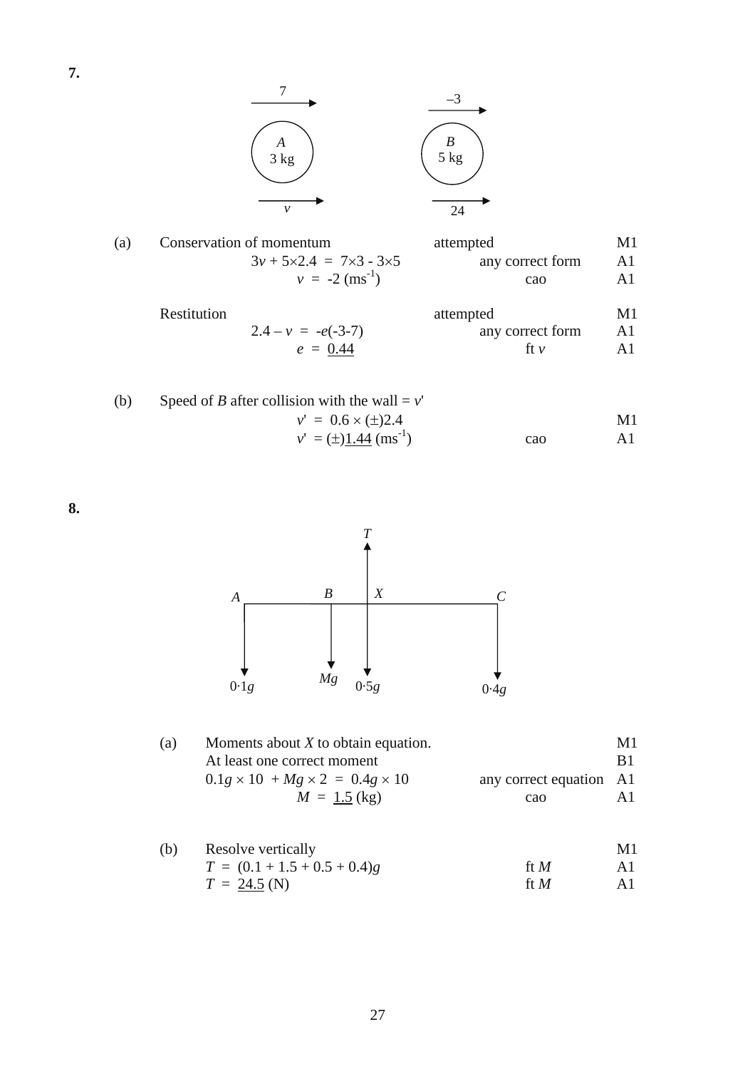**7.**

| | | | |
|---|---|---|---|
| (a) | Conservation of momentum | attempted | M1 |
| | $3v + 5\times2.4 = 7\times3 - 3\times5$ | any correct form | A1 |
| | $v = -2$ (ms$^{-1}$) | cao | A1 |
| | Restitution | attempted | M1 |
| | $2.4 - v = -e(-3-7)$ | any correct form | A1 |
| | $e = \underline{0.44}$ | ft $v$ | A1 |
| (b) | Speed of $B$ after collision with the wall = $v'$ | | |
| | $v' = 0.6 \times (\pm)2.4$ | | M1 |
| | $v' = (\pm)\underline{1.44}$ (ms$^{-1}$) | cao | A1 |

**8.**

| | | | |
|---|---|---|---|
| (a) | Moments about $X$ to obtain equation. | | M1 |
| | At least one correct moment | | B1 |
| | $0.1g \times 10 + Mg \times 2 = 0.4g \times 10$ | any correct equation | A1 |
| | $M = \underline{1.5}$ (kg) | cao | A1 |
| (b) | Resolve vertically | | M1 |
| | $T = (0.1 + 1.5 + 0.5 + 0.4)g$ | ft $M$ | A1 |
| | $T = \underline{24.5}$ (N) | ft $M$ | A1 |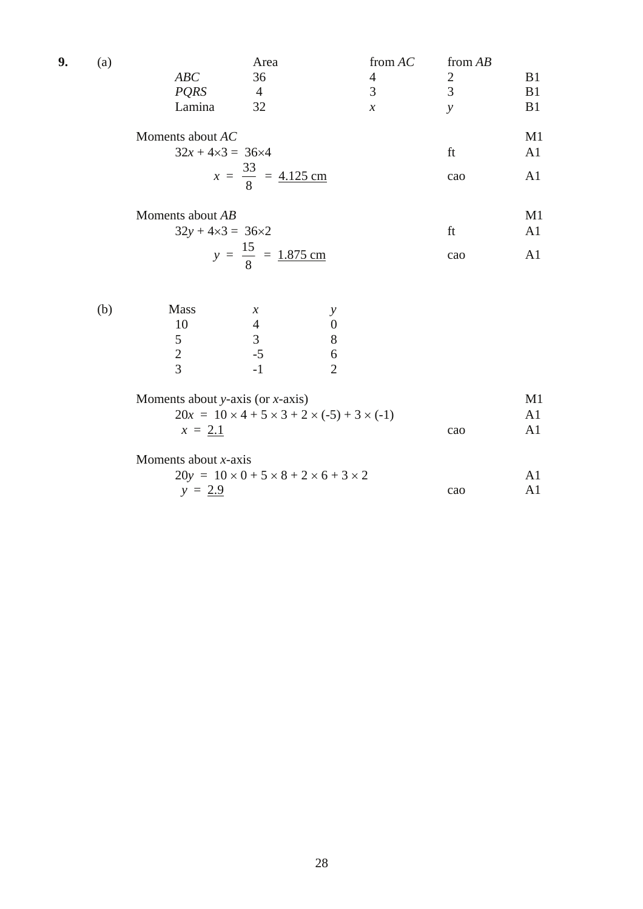**9.** (a)

| | Area | from $AC$ | from $AB$ | |
|---|---|---|---|---|
| $ABC$ | 36 | 4 | 2 | B1 |
| $PQRS$ | 4 | 3 | 3 | B1 |
| Lamina | 32 | $x$ | $y$ | B1 |

| | | |
|---|---|---|
| Moments about $AC$ | | M1 |
| $32x + 4\times3 = 36\times4$ | ft | A1 |
| $x = \dfrac{33}{8} = \underline{4.125 \text{ cm}}$ | cao | A1 |
| Moments about $AB$ | | M1 |
| $32y + 4\times3 = 36\times2$ | ft | A1 |
| $y = \dfrac{15}{8} = \underline{1.875 \text{ cm}}$ | cao | A1 |

(b)

| Mass | $x$ | $y$ |
|---|---|---|
| 10 | 4 | 0 |
| 5 | 3 | 8 |
| 2 | -5 | 6 |
| 3 | -1 | 2 |

| | | |
|---|---|---|
| Moments about $y$-axis (or $x$-axis) | | M1 |
| $20x = 10 \times 4 + 5 \times 3 + 2 \times (-5) + 3 \times (-1)$ | | A1 |
| $x = \underline{2.1}$ | cao | A1 |
| Moments about $x$-axis | | |
| $20y = 10 \times 0 + 5 \times 8 + 2 \times 6 + 3 \times 2$ | | A1 |
| $y = \underline{2.9}$ | cao | A1 |